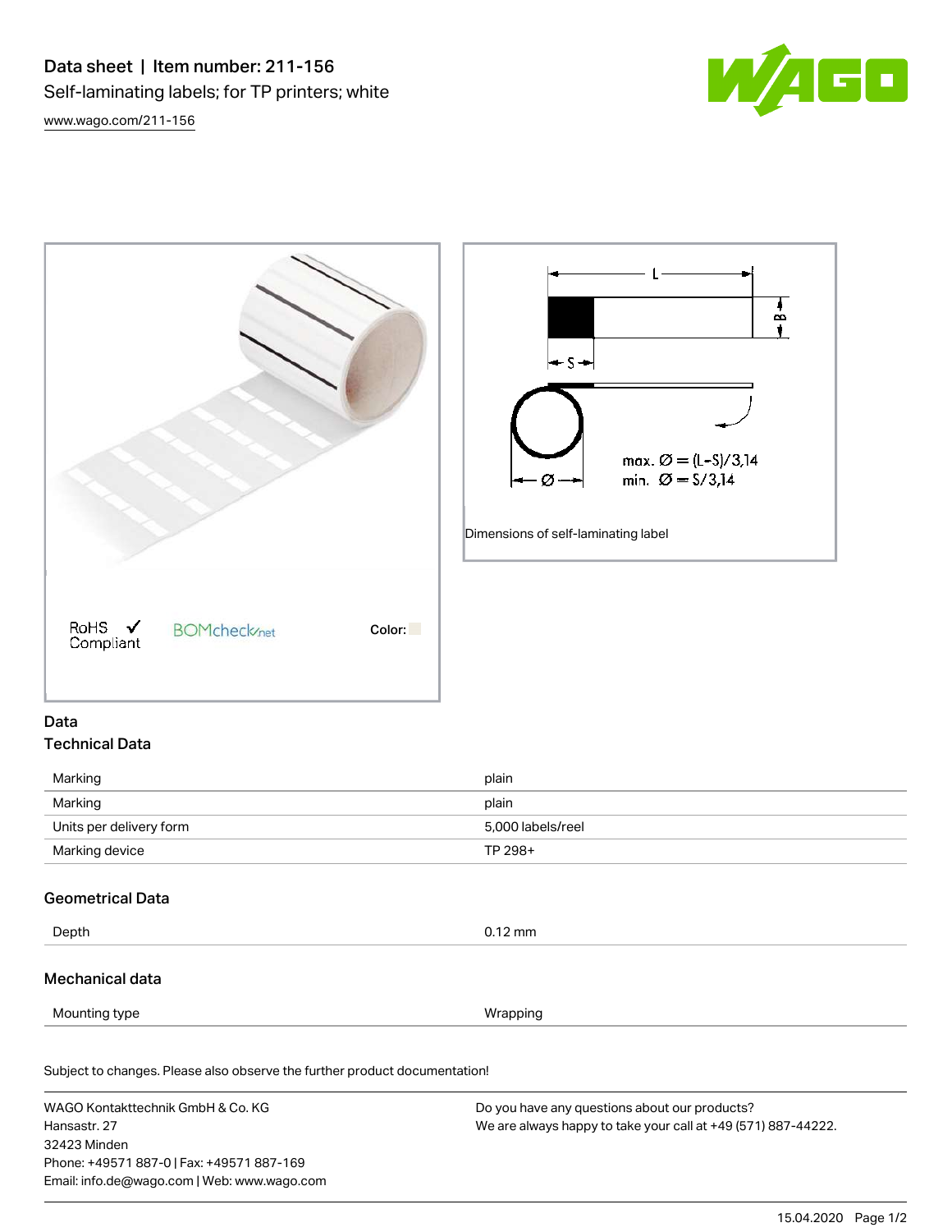# Data sheet | Item number: 211-156

Self-laminating labels; for TP printers; white

www.wago.com/211-156

RoHS Compliant ✓ BOMcheck.net Color:

max. Ø = (L-S)/3,14
min. Ø = S/3,14

Dimensions of self-laminating label

## Data

### Technical Data

| | |
|---|---|
| Marking | plain |
| Marking | plain |
| Units per delivery form | 5,000 labels/reel |
| Marking device | TP 298+ |

### Geometrical Data

| | |
|---|---|
| Depth | 0.12 mm |

### Mechanical data

| | |
|---|---|
| Mounting type | Wrapping |

Subject to changes. Please also observe the further product documentation!

WAGO Kontakttechnik GmbH & Co. KG
Hansastr. 27
32423 Minden
Phone: +49571 887-0 | Fax: +49571 887-169
Email: info.de@wago.com | Web: www.wago.com

Do you have any questions about our products?
We are always happy to take your call at +49 (571) 887-44222.

15.04.2020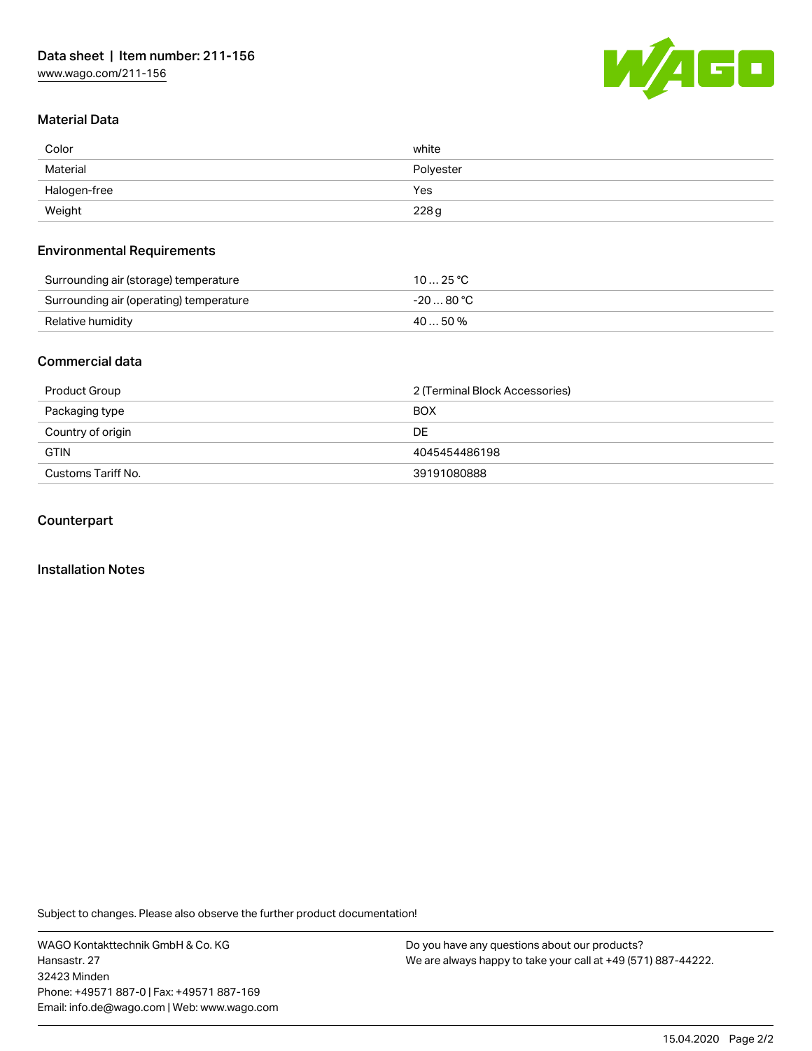## Material Data

| | |
|---|---|
| Color | white |
| Material | Polyester |
| Halogen-free | Yes |
| Weight | 228 g |

## Environmental Requirements

| | |
|---|---|
| Surrounding air (storage) temperature | 10 … 25 °C |
| Surrounding air (operating) temperature | -20 … 80 °C |
| Relative humidity | 40 … 50 % |

## Commercial data

| | |
|---|---|
| Product Group | 2 (Terminal Block Accessories) |
| Packaging type | BOX |
| Country of origin | DE |
| GTIN | 4045454486198 |
| Customs Tariff No. | 39191080888 |

## Counterpart

## Installation Notes

Subject to changes. Please also observe the further product documentation!

WAGO Kontakttechnik GmbH & Co. KG
Hansastr. 27
32423 Minden
Phone: +49571 887-0 | Fax: +49571 887-169
Email: info.de@wago.com | Web: www.wago.com

Do you have any questions about our products?
We are always happy to take your call at +49 (571) 887-44222.